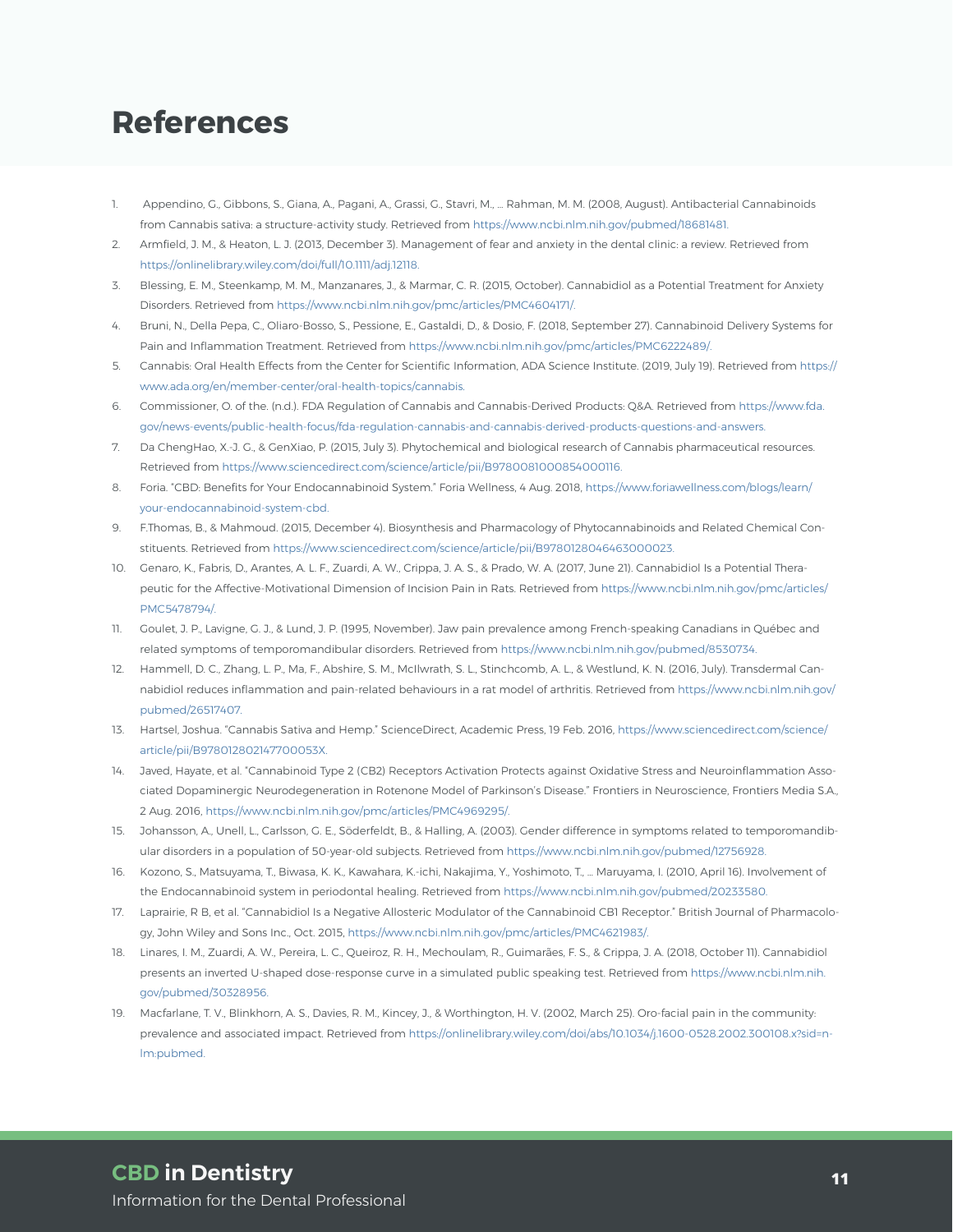# References

1. Appendino, G., Gibbons, S., Giana, A., Pagani, A., Grassi, G., Stavri, M., ... Rahman, M. M. (2008, August). Antibacterial Cannabinoids from Cannabis sativa: a structure-activity study. Retrieved from https://www.ncbi.nlm.nih.gov/pubmed/18681481.
2. Armfield, J. M., & Heaton, L. J. (2013, December 3). Management of fear and anxiety in the dental clinic: a review. Retrieved from https://onlinelibrary.wiley.com/doi/full/10.1111/adj.12118.
3. Blessing, E. M., Steenkamp, M. M., Manzanares, J., & Marmar, C. R. (2015, October). Cannabidiol as a Potential Treatment for Anxiety Disorders. Retrieved from https://www.ncbi.nlm.nih.gov/pmc/articles/PMC4604171/.
4. Bruni, N., Della Pepa, C., Oliaro-Bosso, S., Pessione, E., Gastaldi, D., & Dosio, F. (2018, September 27). Cannabinoid Delivery Systems for Pain and Inflammation Treatment. Retrieved from https://www.ncbi.nlm.nih.gov/pmc/articles/PMC6222489/.
5. Cannabis: Oral Health Effects from the Center for Scientific Information, ADA Science Institute. (2019, July 19). Retrieved from https://www.ada.org/en/member-center/oral-health-topics/cannabis.
6. Commissioner, O. of the. (n.d.). FDA Regulation of Cannabis and Cannabis-Derived Products: Q&A. Retrieved from https://www.fda.gov/news-events/public-health-focus/fda-regulation-cannabis-and-cannabis-derived-products-questions-and-answers.
7. Da ChengHao, X.-J. G., & GenXiao, P. (2015, July 3). Phytochemical and biological research of Cannabis pharmaceutical resources. Retrieved from https://www.sciencedirect.com/science/article/pii/B9780081000854000116.
8. Foria. "CBD: Benefits for Your Endocannabinoid System." Foria Wellness, 4 Aug. 2018, https://www.foriawellness.com/blogs/learn/your-endocannabinoid-system-cbd.
9. F.Thomas, B., & Mahmoud. (2015, December 4). Biosynthesis and Pharmacology of Phytocannabinoids and Related Chemical Constituents. Retrieved from https://www.sciencedirect.com/science/article/pii/B9780128046463000023.
10. Genaro, K., Fabris, D., Arantes, A. L. F., Zuardi, A. W., Crippa, J. A. S., & Prado, W. A. (2017, June 21). Cannabidiol Is a Potential Therapeutic for the Affective-Motivational Dimension of Incision Pain in Rats. Retrieved from https://www.ncbi.nlm.nih.gov/pmc/articles/PMC5478794/.
11. Goulet, J. P., Lavigne, G. J., & Lund, J. P. (1995, November). Jaw pain prevalence among French-speaking Canadians in Québec and related symptoms of temporomandibular disorders. Retrieved from https://www.ncbi.nlm.nih.gov/pubmed/8530734.
12. Hammell, D. C., Zhang, L. P., Ma, F., Abshire, S. M., McIlwrath, S. L., Stinchcomb, A. L., & Westlund, K. N. (2016, July). Transdermal Cannabidiol reduces inflammation and pain-related behaviours in a rat model of arthritis. Retrieved from https://www.ncbi.nlm.nih.gov/pubmed/26517407.
13. Hartsel, Joshua. "Cannabis Sativa and Hemp." ScienceDirect, Academic Press, 19 Feb. 2016, https://www.sciencedirect.com/science/article/pii/B978012802147700053X.
14. Javed, Hayate, et al. "Cannabinoid Type 2 (CB2) Receptors Activation Protects against Oxidative Stress and Neuroinflammation Associated Dopaminergic Neurodegeneration in Rotenone Model of Parkinson's Disease." Frontiers in Neuroscience, Frontiers Media S.A., 2 Aug. 2016, https://www.ncbi.nlm.nih.gov/pmc/articles/PMC4969295/.
15. Johansson, A., Unell, L., Carlsson, G. E., Söderfeldt, B., & Halling, A. (2003). Gender difference in symptoms related to temporomandibular disorders in a population of 50-year-old subjects. Retrieved from https://www.ncbi.nlm.nih.gov/pubmed/12756928.
16. Kozono, S., Matsuyama, T., Biwasa, K. K., Kawahara, K.-ichi, Nakajima, Y., Yoshimoto, T., ... Maruyama, I. (2010, April 16). Involvement of the Endocannabinoid system in periodontal healing. Retrieved from https://www.ncbi.nlm.nih.gov/pubmed/20233580.
17. Laprairie, R B, et al. "Cannabidiol Is a Negative Allosteric Modulator of the Cannabinoid CB1 Receptor." British Journal of Pharmacology, John Wiley and Sons Inc., Oct. 2015, https://www.ncbi.nlm.nih.gov/pmc/articles/PMC4621983/.
18. Linares, I. M., Zuardi, A. W., Pereira, L. C., Queiroz, R. H., Mechoulam, R., Guimarães, F. S., & Crippa, J. A. (2018, October 11). Cannabidiol presents an inverted U-shaped dose-response curve in a simulated public speaking test. Retrieved from https://www.ncbi.nlm.nih.gov/pubmed/30328956.
19. Macfarlane, T. V., Blinkhorn, A. S., Davies, R. M., Kincey, J., & Worthington, H. V. (2002, March 25). Oro-facial pain in the community: prevalence and associated impact. Retrieved from https://onlinelibrary.wiley.com/doi/abs/10.1034/j.1600-0528.2002.300108.x?sid=nlm:pubmed.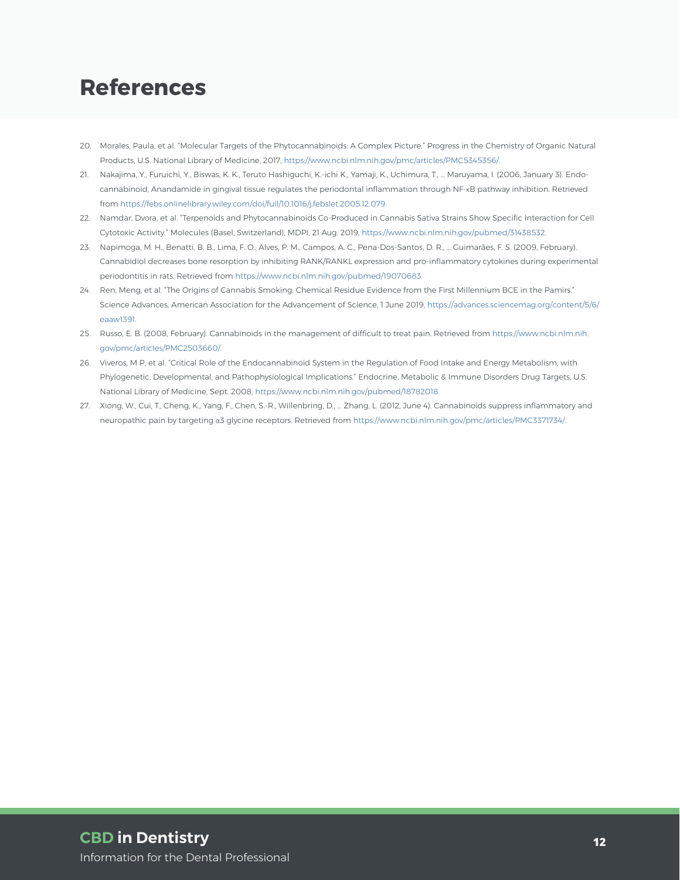# References

20. Morales, Paula, et al. "Molecular Targets of the Phytocannabinoids: A Complex Picture." Progress in the Chemistry of Organic Natural Products, U.S. National Library of Medicine, 2017, https://www.ncbi.nlm.nih.gov/pmc/articles/PMC5345356/.
21. Nakajima, Y., Furuichi, Y., Biswas, K. K., Teruto Hashiguchi, K.-ichi K., Yamaji, K., Uchimura, T., … Maruyama, I. (2006, January 3). Endocannabinoid, Anandamide in gingival tissue regulates the periodontal inflammation through NF-κB pathway inhibition. Retrieved from https://febs.onlinelibrary.wiley.com/doi/full/10.1016/j.febslet.2005.12.079.
22. Namdar, Dvora, et al. "Terpenoids and Phytocannabinoids Co-Produced in Cannabis Sativa Strains Show Specific Interaction for Cell Cytotoxic Activity." Molecules (Basel, Switzerland), MDPI, 21 Aug. 2019, https://www.ncbi.nlm.nih.gov/pubmed/31438532.
23. Napimoga, M. H., Benatti, B. B., Lima, F. O., Alves, P. M., Campos, A. C., Pena-Dos-Santos, D. R., … Guimarães, F. S. (2009, February). Cannabidiol decreases bone resorption by inhibiting RANK/RANKL expression and pro-inflammatory cytokines during experimental periodontitis in rats. Retrieved from https://www.ncbi.nlm.nih.gov/pubmed/19070683.
24. Ren, Meng, et al. "The Origins of Cannabis Smoking: Chemical Residue Evidence from the First Millennium BCE in the Pamirs." Science Advances, American Association for the Advancement of Science, 1 June 2019, https://advances.sciencemag.org/content/5/6/eaaw1391.
25. Russo, E. B. (2008, February). Cannabinoids in the management of difficult to treat pain. Retrieved from https://www.ncbi.nlm.nih.gov/pmc/articles/PMC2503660/.
26. Viveros, M P, et al. "Critical Role of the Endocannabinoid System in the Regulation of Food Intake and Energy Metabolism, with Phylogenetic, Developmental, and Pathophysiological Implications." Endocrine, Metabolic & Immune Disorders Drug Targets, U.S. National Library of Medicine, Sept. 2008, https://www.ncbi.nlm.nih.gov/pubmed/18782018.
27. Xiong, W., Cui, T., Cheng, K., Yang, F., Chen, S.-R., Willenbring, D., … Zhang, L. (2012, June 4). Cannabinoids suppress inflammatory and neuropathic pain by targeting α3 glycine receptors. Retrieved from https://www.ncbi.nlm.nih.gov/pmc/articles/PMC3371734/.